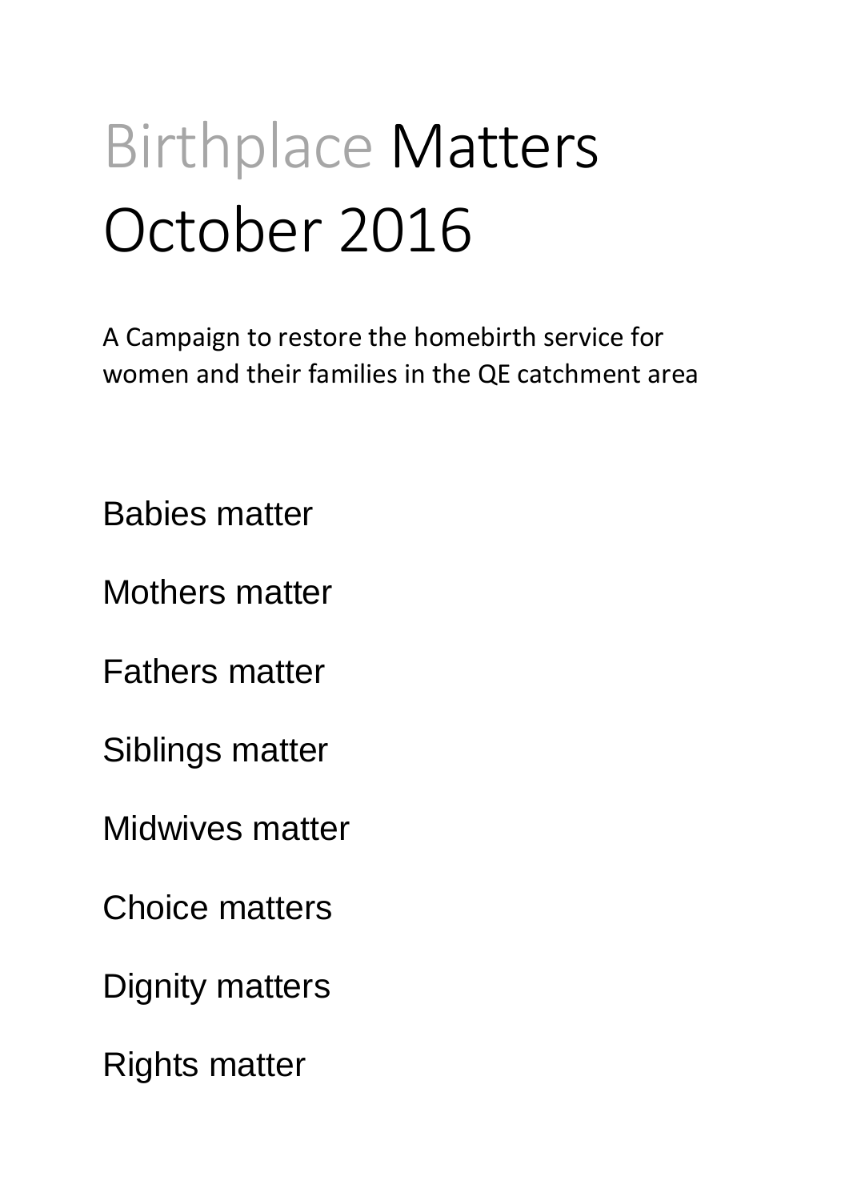# Birthplace Matters October 2016

A Campaign to restore the homebirth service for women and their families in the QE catchment area

Babies matter

Mothers matter

Fathers matter

Siblings matter

Midwives matter

Choice matters

Dignity matters

Rights matter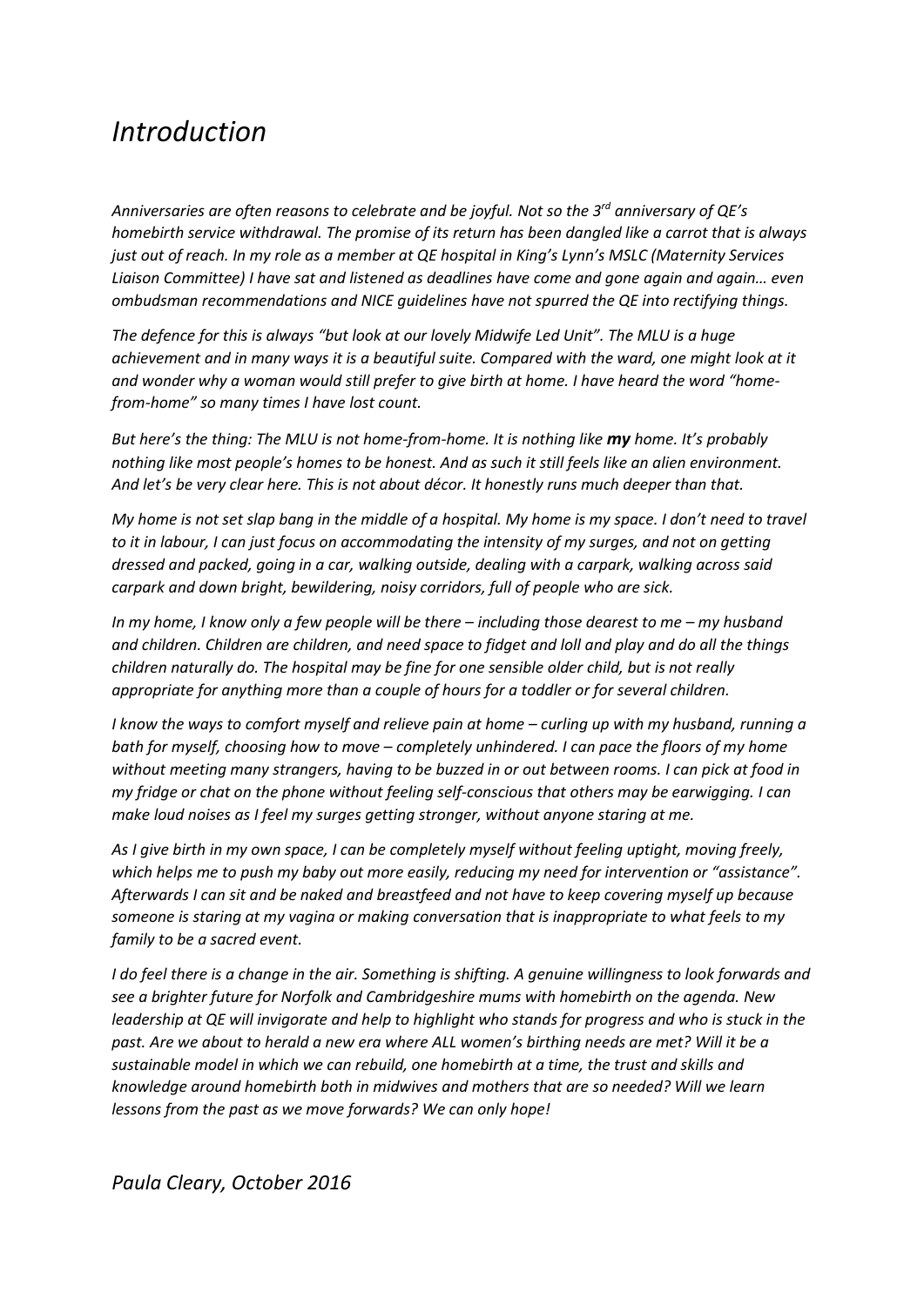# *Introduction*

*Anniversaries are often reasons to celebrate and be joyful. Not so the 3rd anniversary of QE's homebirth service withdrawal. The promise of its return has been dangled like a carrot that is always just out of reach. In my role as a member at QE hospital in King's Lynn's MSLC (Maternity Services Liaison Committee) I have sat and listened as deadlines have come and gone again and again… even ombudsman recommendations and NICE guidelines have not spurred the QE into rectifying things.*

*The defence for this is always "but look at our lovely Midwife Led Unit". The MLU is a huge achievement and in many ways it is a beautiful suite. Compared with the ward, one might look at it and wonder why a woman would still prefer to give birth at home. I have heard the word "home-from-home" so many times I have lost count.*

*But here's the thing: The MLU is not home-from-home. It is nothing like **my** home. It's probably nothing like most people's homes to be honest. And as such it still feels like an alien environment. And let's be very clear here. This is not about décor. It honestly runs much deeper than that.*

*My home is not set slap bang in the middle of a hospital. My home is my space. I don't need to travel to it in labour, I can just focus on accommodating the intensity of my surges, and not on getting dressed and packed, going in a car, walking outside, dealing with a carpark, walking across said carpark and down bright, bewildering, noisy corridors, full of people who are sick.*

*In my home, I know only a few people will be there – including those dearest to me – my husband and children. Children are children, and need space to fidget and loll and play and do all the things children naturally do. The hospital may be fine for one sensible older child, but is not really appropriate for anything more than a couple of hours for a toddler or for several children.*

*I know the ways to comfort myself and relieve pain at home – curling up with my husband, running a bath for myself, choosing how to move – completely unhindered. I can pace the floors of my home without meeting many strangers, having to be buzzed in or out between rooms. I can pick at food in my fridge or chat on the phone without feeling self-conscious that others may be earwigging. I can make loud noises as I feel my surges getting stronger, without anyone staring at me.*

*As I give birth in my own space, I can be completely myself without feeling uptight, moving freely, which helps me to push my baby out more easily, reducing my need for intervention or "assistance". Afterwards I can sit and be naked and breastfeed and not have to keep covering myself up because someone is staring at my vagina or making conversation that is inappropriate to what feels to my family to be a sacred event.*

*I do feel there is a change in the air. Something is shifting. A genuine willingness to look forwards and see a brighter future for Norfolk and Cambridgeshire mums with homebirth on the agenda. New leadership at QE will invigorate and help to highlight who stands for progress and who is stuck in the past. Are we about to herald a new era where ALL women's birthing needs are met? Will it be a sustainable model in which we can rebuild, one homebirth at a time, the trust and skills and knowledge around homebirth both in midwives and mothers that are so needed? Will we learn lessons from the past as we move forwards? We can only hope!*

*Paula Cleary, October 2016*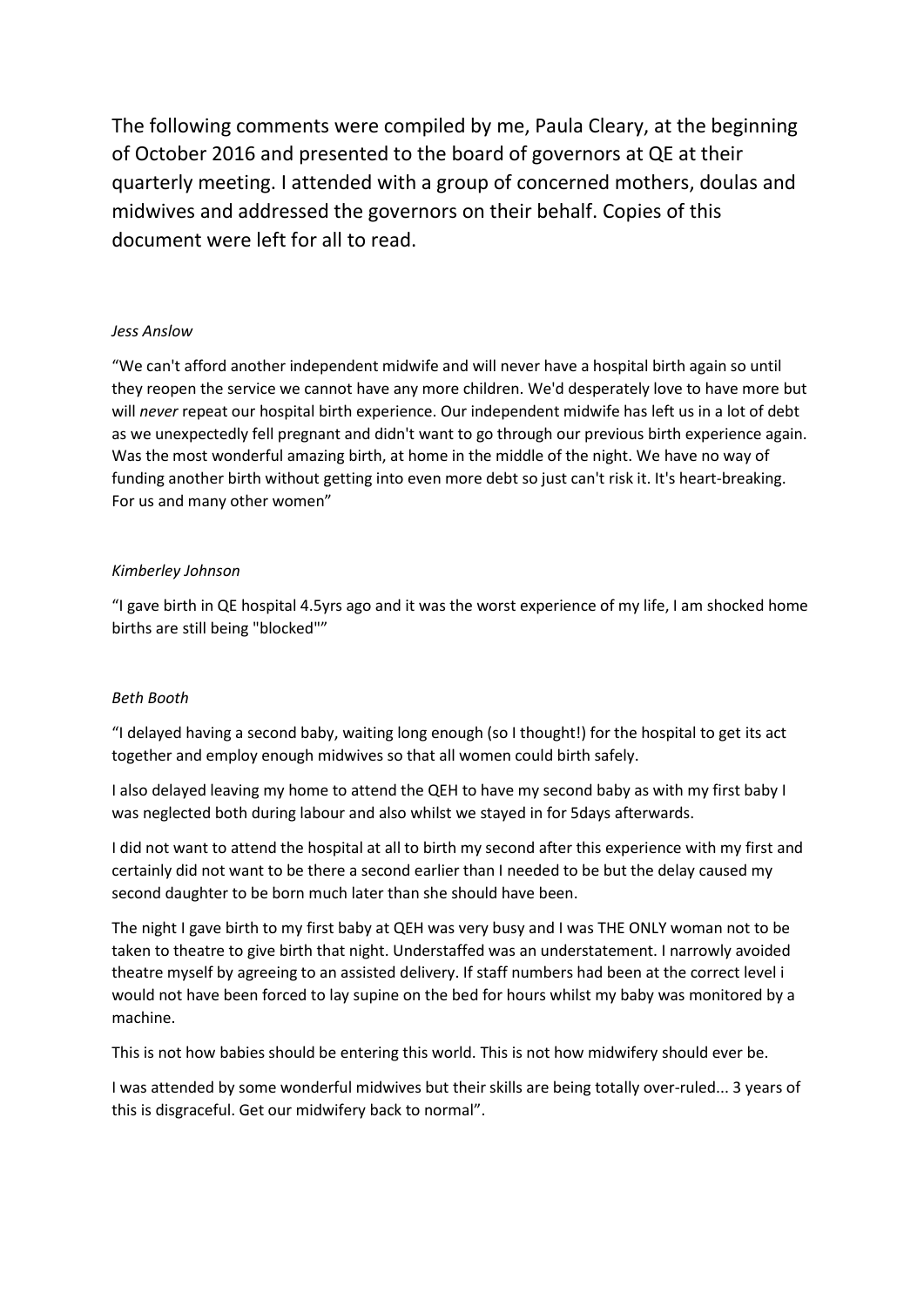The following comments were compiled by me, Paula Cleary, at the beginning of October 2016 and presented to the board of governors at QE at their quarterly meeting. I attended with a group of concerned mothers, doulas and midwives and addressed the governors on their behalf. Copies of this document were left for all to read.

*Jess Anslow*

"We can't afford another independent midwife and will never have a hospital birth again so until they reopen the service we cannot have any more children. We'd desperately love to have more but will *never* repeat our hospital birth experience. Our independent midwife has left us in a lot of debt as we unexpectedly fell pregnant and didn't want to go through our previous birth experience again. Was the most wonderful amazing birth, at home in the middle of the night. We have no way of funding another birth without getting into even more debt so just can't risk it. It's heart-breaking. For us and many other women"

*Kimberley Johnson*

"I gave birth in QE hospital 4.5yrs ago and it was the worst experience of my life, I am shocked home births are still being "blocked""

*Beth Booth*

"I delayed having a second baby, waiting long enough (so I thought!) for the hospital to get its act together and employ enough midwives so that all women could birth safely.

I also delayed leaving my home to attend the QEH to have my second baby as with my first baby I was neglected both during labour and also whilst we stayed in for 5days afterwards.

I did not want to attend the hospital at all to birth my second after this experience with my first and certainly did not want to be there a second earlier than I needed to be but the delay caused my second daughter to be born much later than she should have been.

The night I gave birth to my first baby at QEH was very busy and I was THE ONLY woman not to be taken to theatre to give birth that night. Understaffed was an understatement. I narrowly avoided theatre myself by agreeing to an assisted delivery. If staff numbers had been at the correct level i would not have been forced to lay supine on the bed for hours whilst my baby was monitored by a machine.

This is not how babies should be entering this world. This is not how midwifery should ever be.

I was attended by some wonderful midwives but their skills are being totally over-ruled... 3 years of this is disgraceful. Get our midwifery back to normal".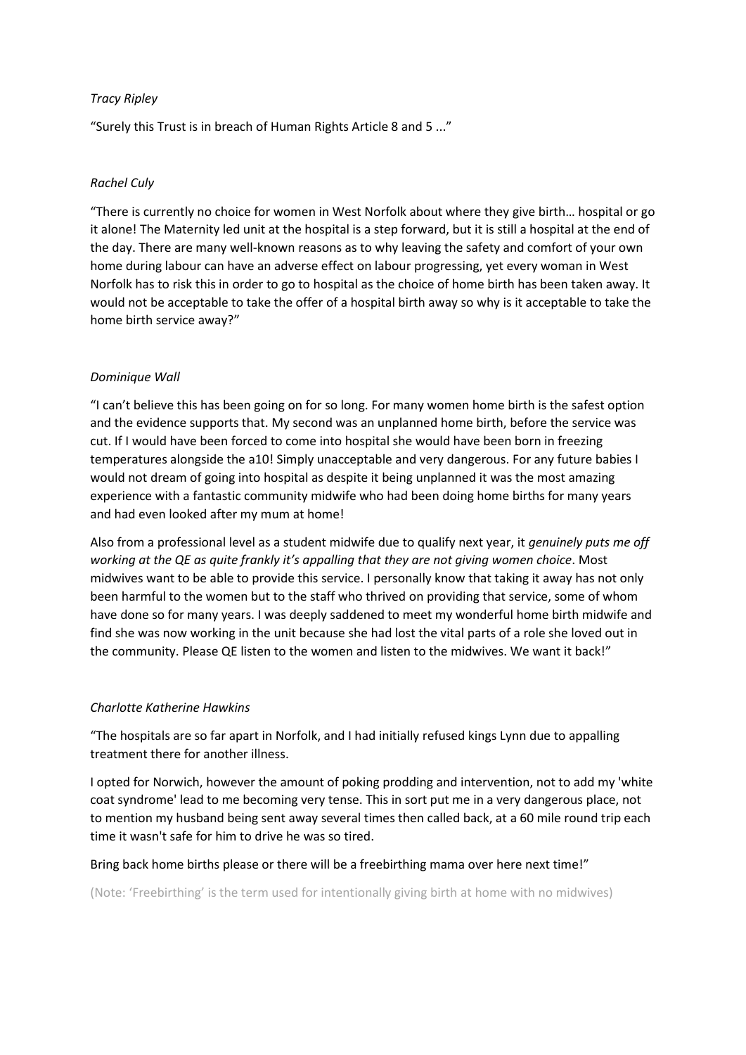*Tracy Ripley*

"Surely this Trust is in breach of Human Rights Article 8 and 5 ..."

*Rachel Culy*

"There is currently no choice for women in West Norfolk about where they give birth… hospital or go it alone! The Maternity led unit at the hospital is a step forward, but it is still a hospital at the end of the day. There are many well-known reasons as to why leaving the safety and comfort of your own home during labour can have an adverse effect on labour progressing, yet every woman in West Norfolk has to risk this in order to go to hospital as the choice of home birth has been taken away. It would not be acceptable to take the offer of a hospital birth away so why is it acceptable to take the home birth service away?"

*Dominique Wall*

"I can't believe this has been going on for so long. For many women home birth is the safest option and the evidence supports that. My second was an unplanned home birth, before the service was cut. If I would have been forced to come into hospital she would have been born in freezing temperatures alongside the a10! Simply unacceptable and very dangerous. For any future babies I would not dream of going into hospital as despite it being unplanned it was the most amazing experience with a fantastic community midwife who had been doing home births for many years and had even looked after my mum at home!

Also from a professional level as a student midwife due to qualify next year, it *genuinely puts me off working at the QE as quite frankly it's appalling that they are not giving women choice*. Most midwives want to be able to provide this service. I personally know that taking it away has not only been harmful to the women but to the staff who thrived on providing that service, some of whom have done so for many years. I was deeply saddened to meet my wonderful home birth midwife and find she was now working in the unit because she had lost the vital parts of a role she loved out in the community. Please QE listen to the women and listen to the midwives. We want it back!"

*Charlotte Katherine Hawkins*

"The hospitals are so far apart in Norfolk, and I had initially refused kings Lynn due to appalling treatment there for another illness.

I opted for Norwich, however the amount of poking prodding and intervention, not to add my 'white coat syndrome' lead to me becoming very tense. This in sort put me in a very dangerous place, not to mention my husband being sent away several times then called back, at a 60 mile round trip each time it wasn't safe for him to drive he was so tired.

Bring back home births please or there will be a freebirthing mama over here next time!"

(Note: 'Freebirthing' is the term used for intentionally giving birth at home with no midwives)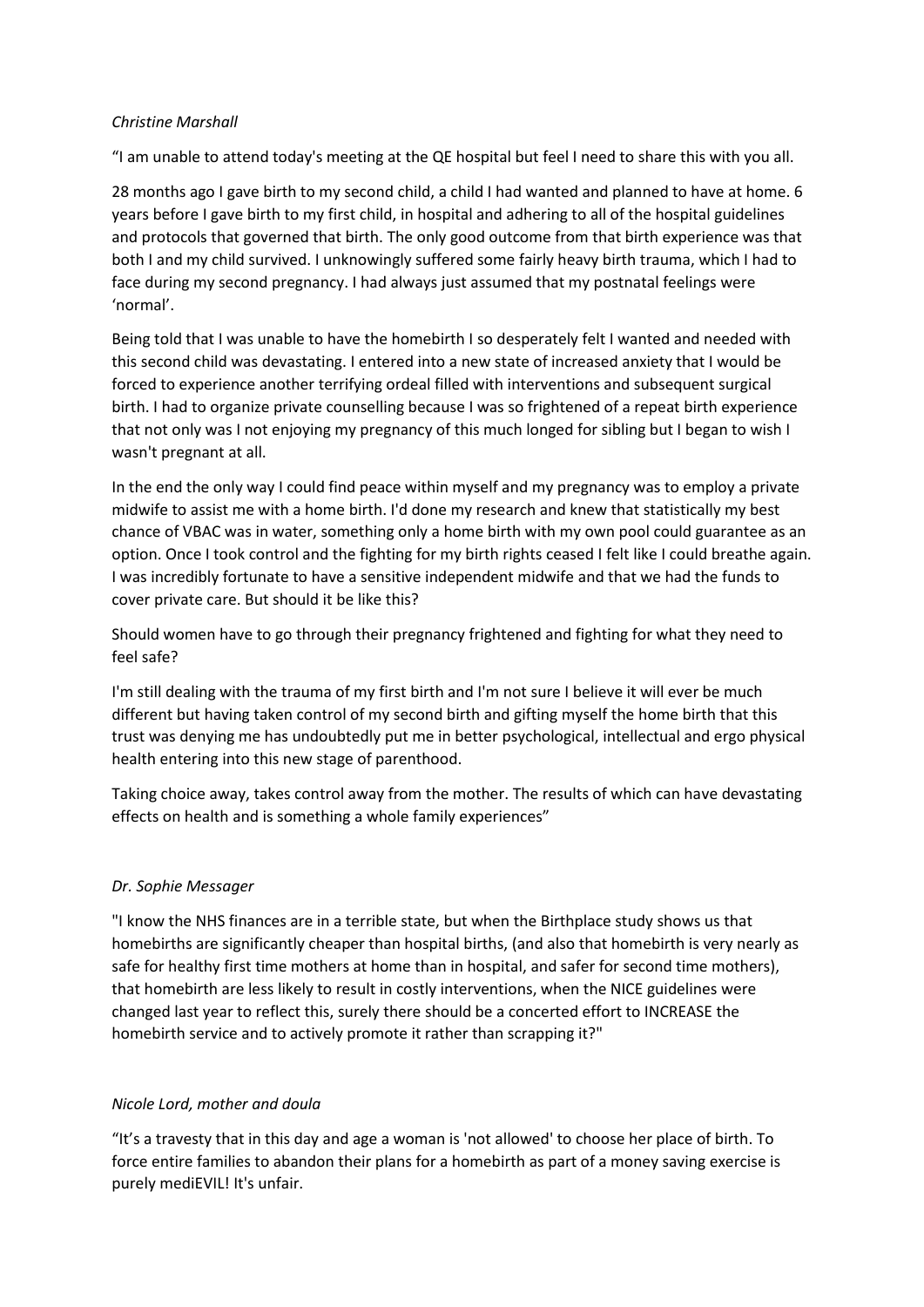*Christine Marshall*

"I am unable to attend today's meeting at the QE hospital but feel I need to share this with you all.

28 months ago I gave birth to my second child, a child I had wanted and planned to have at home. 6 years before I gave birth to my first child, in hospital and adhering to all of the hospital guidelines and protocols that governed that birth. The only good outcome from that birth experience was that both I and my child survived. I unknowingly suffered some fairly heavy birth trauma, which I had to face during my second pregnancy. I had always just assumed that my postnatal feelings were 'normal'.

Being told that I was unable to have the homebirth I so desperately felt I wanted and needed with this second child was devastating. I entered into a new state of increased anxiety that I would be forced to experience another terrifying ordeal filled with interventions and subsequent surgical birth. I had to organize private counselling because I was so frightened of a repeat birth experience that not only was I not enjoying my pregnancy of this much longed for sibling but I began to wish I wasn't pregnant at all.

In the end the only way I could find peace within myself and my pregnancy was to employ a private midwife to assist me with a home birth. I'd done my research and knew that statistically my best chance of VBAC was in water, something only a home birth with my own pool could guarantee as an option. Once I took control and the fighting for my birth rights ceased I felt like I could breathe again. I was incredibly fortunate to have a sensitive independent midwife and that we had the funds to cover private care. But should it be like this?

Should women have to go through their pregnancy frightened and fighting for what they need to feel safe?

I'm still dealing with the trauma of my first birth and I'm not sure I believe it will ever be much different but having taken control of my second birth and gifting myself the home birth that this trust was denying me has undoubtedly put me in better psychological, intellectual and ergo physical health entering into this new stage of parenthood.

Taking choice away, takes control away from the mother. The results of which can have devastating effects on health and is something a whole family experiences"

*Dr. Sophie Messager*

"I know the NHS finances are in a terrible state, but when the Birthplace study shows us that homebirths are significantly cheaper than hospital births, (and also that homebirth is very nearly as safe for healthy first time mothers at home than in hospital, and safer for second time mothers), that homebirth are less likely to result in costly interventions, when the NICE guidelines were changed last year to reflect this, surely there should be a concerted effort to INCREASE the homebirth service and to actively promote it rather than scrapping it?"

*Nicole Lord, mother and doula*

"It's a travesty that in this day and age a woman is 'not allowed' to choose her place of birth. To force entire families to abandon their plans for a homebirth as part of a money saving exercise is purely mediEVIL! It's unfair.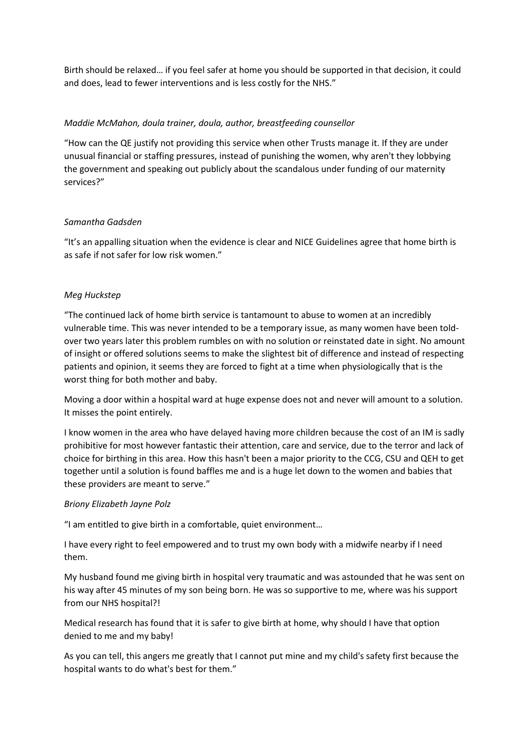Birth should be relaxed… if you feel safer at home you should be supported in that decision, it could and does, lead to fewer interventions and is less costly for the NHS."

*Maddie McMahon, doula trainer, doula, author, breastfeeding counsellor*

"How can the QE justify not providing this service when other Trusts manage it. If they are under unusual financial or staffing pressures, instead of punishing the women, why aren't they lobbying the government and speaking out publicly about the scandalous under funding of our maternity services?"

*Samantha Gadsden*

"It's an appalling situation when the evidence is clear and NICE Guidelines agree that home birth is as safe if not safer for low risk women."

*Meg Huckstep*

"The continued lack of home birth service is tantamount to abuse to women at an incredibly vulnerable time. This was never intended to be a temporary issue, as many women have been told- over two years later this problem rumbles on with no solution or reinstated date in sight. No amount of insight or offered solutions seems to make the slightest bit of difference and instead of respecting patients and opinion, it seems they are forced to fight at a time when physiologically that is the worst thing for both mother and baby.

Moving a door within a hospital ward at huge expense does not and never will amount to a solution. It misses the point entirely.

I know women in the area who have delayed having more children because the cost of an IM is sadly prohibitive for most however fantastic their attention, care and service, due to the terror and lack of choice for birthing in this area. How this hasn't been a major priority to the CCG, CSU and QEH to get together until a solution is found baffles me and is a huge let down to the women and babies that these providers are meant to serve."

*Briony Elizabeth Jayne Polz*

"I am entitled to give birth in a comfortable, quiet environment…

I have every right to feel empowered and to trust my own body with a midwife nearby if I need them.

My husband found me giving birth in hospital very traumatic and was astounded that he was sent on his way after 45 minutes of my son being born. He was so supportive to me, where was his support from our NHS hospital?!

Medical research has found that it is safer to give birth at home, why should I have that option denied to me and my baby!

As you can tell, this angers me greatly that I cannot put mine and my child's safety first because the hospital wants to do what's best for them."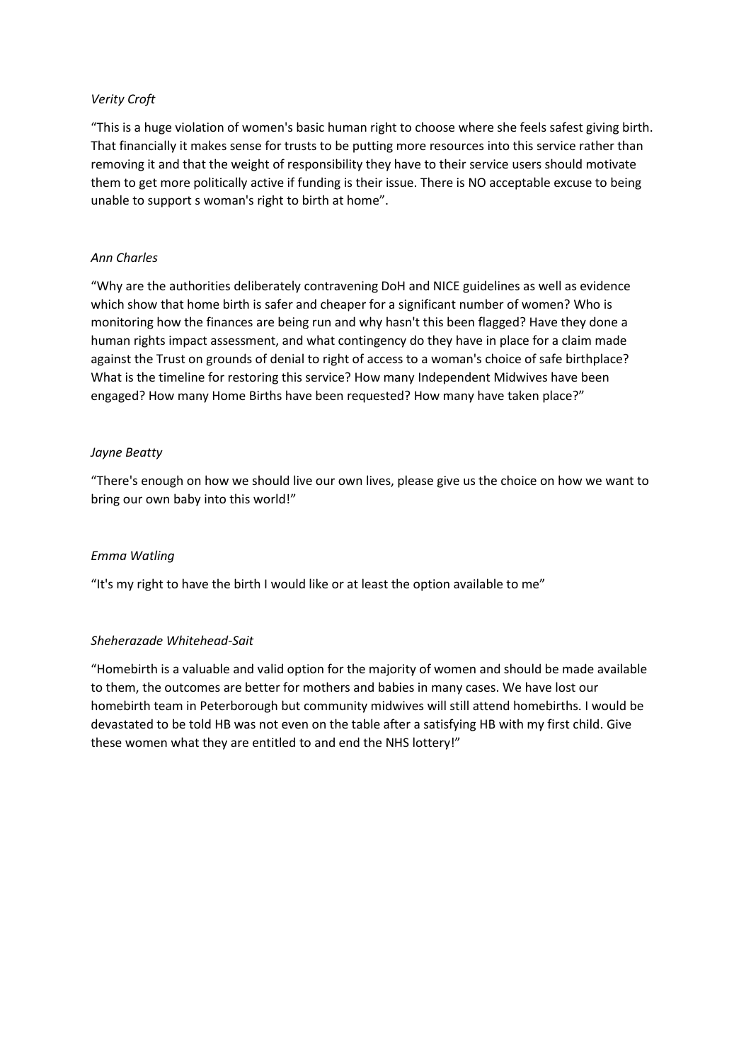*Verity Croft*

“This is a huge violation of women's basic human right to choose where she feels safest giving birth. That financially it makes sense for trusts to be putting more resources into this service rather than removing it and that the weight of responsibility they have to their service users should motivate them to get more politically active if funding is their issue. There is NO acceptable excuse to being unable to support s woman's right to birth at home”.

*Ann Charles*

“Why are the authorities deliberately contravening DoH and NICE guidelines as well as evidence which show that home birth is safer and cheaper for a significant number of women? Who is monitoring how the finances are being run and why hasn't this been flagged? Have they done a human rights impact assessment, and what contingency do they have in place for a claim made against the Trust on grounds of denial to right of access to a woman's choice of safe birthplace? What is the timeline for restoring this service? How many Independent Midwives have been engaged? How many Home Births have been requested? How many have taken place?”

*Jayne Beatty*

“There's enough on how we should live our own lives, please give us the choice on how we want to bring our own baby into this world!”

*Emma Watling*

“It's my right to have the birth I would like or at least the option available to me”

*Sheherazade Whitehead-Sait*

“Homebirth is a valuable and valid option for the majority of women and should be made available to them, the outcomes are better for mothers and babies in many cases. We have lost our homebirth team in Peterborough but community midwives will still attend homebirths. I would be devastated to be told HB was not even on the table after a satisfying HB with my first child. Give these women what they are entitled to and end the NHS lottery!”